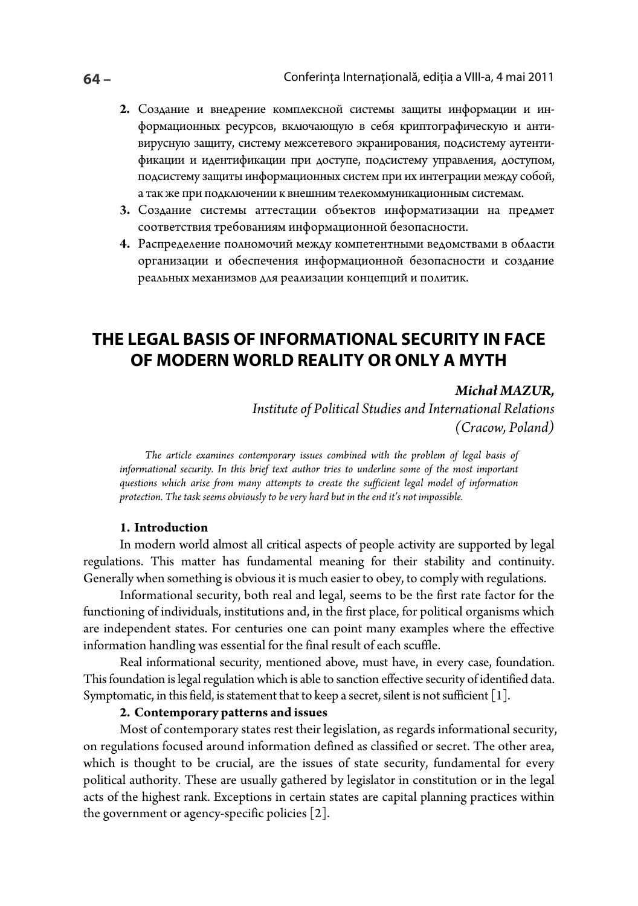2. Создание и внедрение комплексной системы защиты информации и информационных ресурсов, включающую в себя криптографическую и антивирусную защиту, систему межсетевого экранирования, подсистему аутентификации и идентификации при доступе, подсистему управления, доступом, подсистему защиты информационных систем при их интеграции между собой, а так же при подключении к внешним телекоммуникационным системам.
3. Создание системы аттестации объектов информатизации на предмет соответствия требованиям информационной безопасности.
4. Распределение полномочий между компетентными ведомствами в области организации и обеспечения информационной безопасности и создание реальных механизмов для реализации концепций и политик.

# THE LEGAL BASIS OF INFORMATIONAL SECURITY IN FACE OF MODERN WORLD REALITY OR ONLY A MYTH

***Michał MAZUR,***

*Institute of Political Studies and International Relations (Cracow, Poland)*

*The article examines contemporary issues combined with the problem of legal basis of informational security. In this brief text author tries to underline some of the most important questions which arise from many attempts to create the sufficient legal model of information protection. The task seems obviously to be very hard but in the end it's not impossible.*

### 1. Introduction

In modern world almost all critical aspects of people activity are supported by legal regulations. This matter has fundamental meaning for their stability and continuity. Generally when something is obvious it is much easier to obey, to comply with regulations.

Informational security, both real and legal, seems to be the first rate factor for the functioning of individuals, institutions and, in the first place, for political organisms which are independent states. For centuries one can point many examples where the effective information handling was essential for the final result of each scuffle.

Real informational security, mentioned above, must have, in every case, foundation. This foundation is legal regulation which is able to sanction effective security of identified data. Symptomatic, in this field, is statement that to keep a secret, silent is not sufficient [1].

### 2. Contemporary patterns and issues

Most of contemporary states rest their legislation, as regards informational security, on regulations focused around information defined as classified or secret. The other area, which is thought to be crucial, are the issues of state security, fundamental for every political authority. These are usually gathered by legislator in constitution or in the legal acts of the highest rank. Exceptions in certain states are capital planning practices within the government or agency-specific policies [2].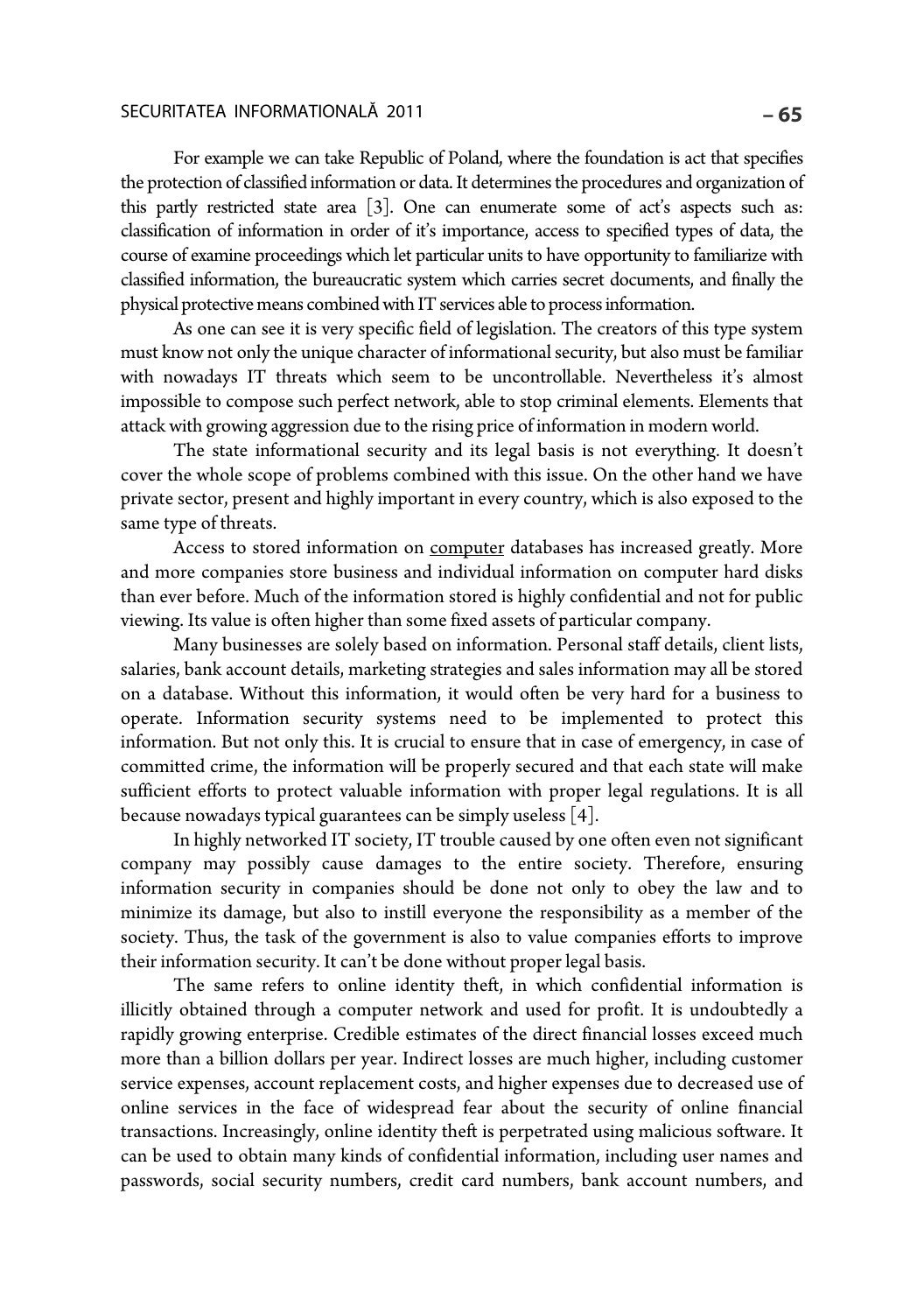For example we can take Republic of Poland, where the foundation is act that specifies the protection of classified information or data. It determines the procedures and organization of this partly restricted state area [3]. One can enumerate some of act's aspects such as: classification of information in order of it's importance, access to specified types of data, the course of examine proceedings which let particular units to have opportunity to familiarize with classified information, the bureaucratic system which carries secret documents, and finally the physical protective means combined with IT services able to process information.

As one can see it is very specific field of legislation. The creators of this type system must know not only the unique character of informational security, but also must be familiar with nowadays IT threats which seem to be uncontrollable. Nevertheless it's almost impossible to compose such perfect network, able to stop criminal elements. Elements that attack with growing aggression due to the rising price of information in modern world.

The state informational security and its legal basis is not everything. It doesn't cover the whole scope of problems combined with this issue. On the other hand we have private sector, present and highly important in every country, which is also exposed to the same type of threats.

Access to stored information on computer databases has increased greatly. More and more companies store business and individual information on computer hard disks than ever before. Much of the information stored is highly confidential and not for public viewing. Its value is often higher than some fixed assets of particular company.

Many businesses are solely based on information. Personal staff details, client lists, salaries, bank account details, marketing strategies and sales information may all be stored on a database. Without this information, it would often be very hard for a business to operate. Information security systems need to be implemented to protect this information. But not only this. It is crucial to ensure that in case of emergency, in case of committed crime, the information will be properly secured and that each state will make sufficient efforts to protect valuable information with proper legal regulations. It is all because nowadays typical guarantees can be simply useless [4].

In highly networked IT society, IT trouble caused by one often even not significant company may possibly cause damages to the entire society. Therefore, ensuring information security in companies should be done not only to obey the law and to minimize its damage, but also to instill everyone the responsibility as a member of the society. Thus, the task of the government is also to value companies efforts to improve their information security. It can't be done without proper legal basis.

The same refers to online identity theft, in which confidential information is illicitly obtained through a computer network and used for profit. It is undoubtedly a rapidly growing enterprise. Credible estimates of the direct financial losses exceed much more than a billion dollars per year. Indirect losses are much higher, including customer service expenses, account replacement costs, and higher expenses due to decreased use of online services in the face of widespread fear about the security of online financial transactions. Increasingly, online identity theft is perpetrated using malicious software. It can be used to obtain many kinds of confidential information, including user names and passwords, social security numbers, credit card numbers, bank account numbers, and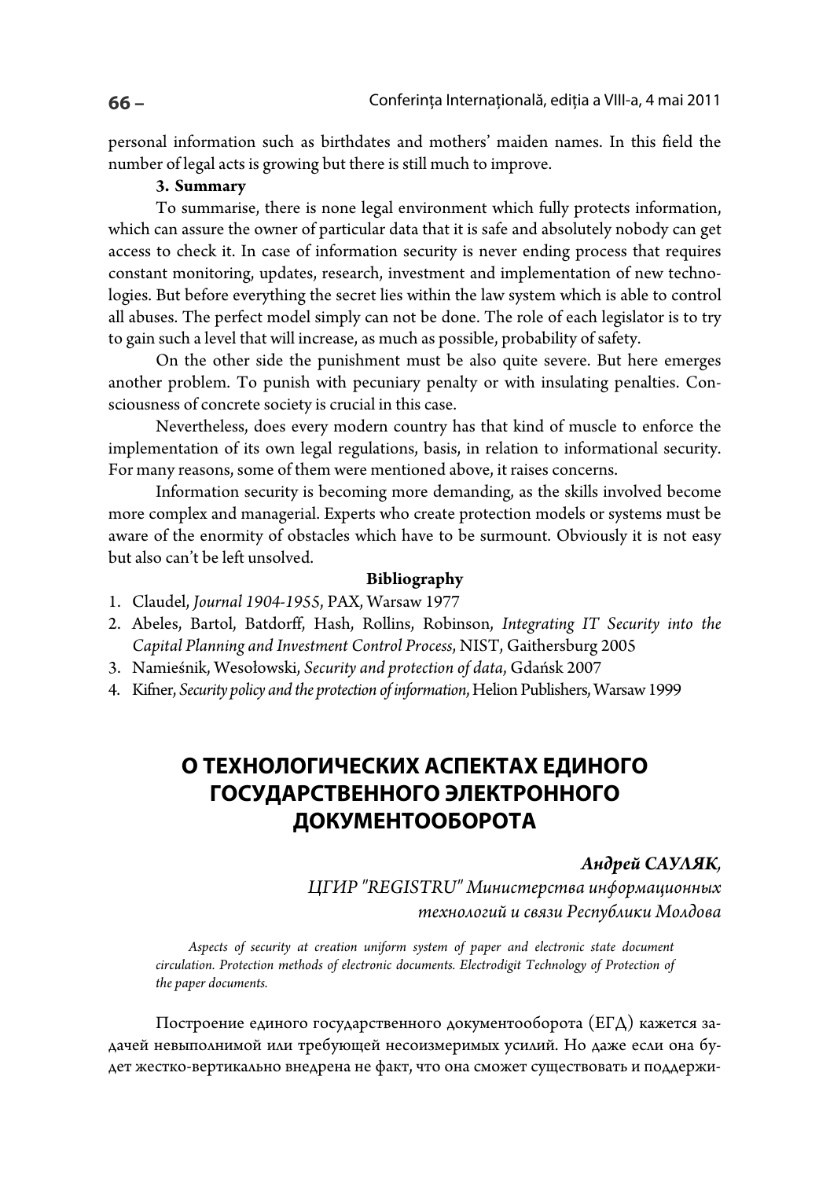personal information such as birthdates and mothers' maiden names. In this field the number of legal acts is growing but there is still much to improve.

### 3. Summary

To summarise, there is none legal environment which fully protects information, which can assure the owner of particular data that it is safe and absolutely nobody can get access to check it. In case of information security is never ending process that requires constant monitoring, updates, research, investment and implementation of new technologies. But before everything the secret lies within the law system which is able to control all abuses. The perfect model simply can not be done. The role of each legislator is to try to gain such a level that will increase, as much as possible, probability of safety.

On the other side the punishment must be also quite severe. But here emerges another problem. To punish with pecuniary penalty or with insulating penalties. Consciousness of concrete society is crucial in this case.

Nevertheless, does every modern country has that kind of muscle to enforce the implementation of its own legal regulations, basis, in relation to informational security. For many reasons, some of them were mentioned above, it raises concerns.

Information security is becoming more demanding, as the skills involved become more complex and managerial. Experts who create protection models or systems must be aware of the enormity of obstacles which have to be surmount. Obviously it is not easy but also can't be left unsolved.

### Bibliography

1. Claudel, *Journal 1904-1955*, PAX, Warsaw 1977
2. Abeles, Bartol, Batdorff, Hash, Rollins, Robinson, *Integrating IT Security into the Capital Planning and Investment Control Process*, NIST, Gaithersburg 2005
3. Namieśnik, Wesołowski, *Security and protection of data*, Gdańsk 2007
4. Kifner, *Security policy and the protection of information*, Helion Publishers, Warsaw 1999

# О ТЕХНОЛОГИЧЕСКИХ АСПЕКТАХ ЕДИНОГО ГОСУДАРСТВЕННОГО ЭЛЕКТРОННОГО ДОКУМЕНТООБОРОТА

***Андрей САУЛЯК,***
*ЦГИР "REGISTRU" Министерства информационных технологий и связи Республики Молдова*

*Aspects of security at creation uniform system of paper and electronic state document circulation. Protection methods of electronic documents. Electrodigit Technology of Protection of the paper documents.*

Построение единого государственного документооборота (ЕГД) кажется задачей невыполнимой или требующей несоизмеримых усилий. Но даже если она будет жестко-вертикально внедрена не факт, что она сможет существовать и поддержи-